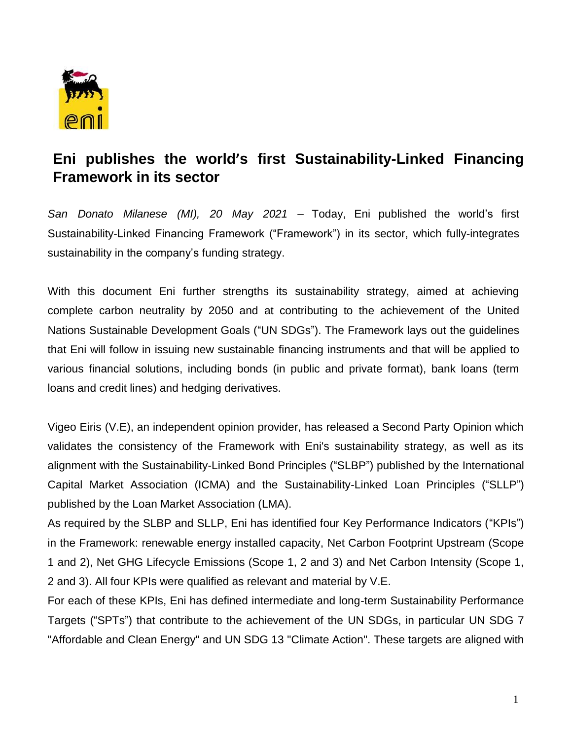# Eni publishes the world's first Sustainability-Linked Financing Framework in its sector

*San Donato Milanese (MI), 20 May 2021* – Today, Eni published the world's first Sustainability-Linked Financing Framework ("Framework") in its sector, which fully-integrates sustainability in the company's funding strategy.

With this document Eni further strengths its sustainability strategy, aimed at achieving complete carbon neutrality by 2050 and at contributing to the achievement of the United Nations Sustainable Development Goals ("UN SDGs"). The Framework lays out the guidelines that Eni will follow in issuing new sustainable financing instruments and that will be applied to various financial solutions, including bonds (in public and private format), bank loans (term loans and credit lines) and hedging derivatives.

Vigeo Eiris (V.E), an independent opinion provider, has released a Second Party Opinion which validates the consistency of the Framework with Eni's sustainability strategy, as well as its alignment with the Sustainability-Linked Bond Principles ("SLBP") published by the International Capital Market Association (ICMA) and the Sustainability-Linked Loan Principles ("SLLP") published by the Loan Market Association (LMA).

As required by the SLBP and SLLP, Eni has identified four Key Performance Indicators ("KPIs") in the Framework: renewable energy installed capacity, Net Carbon Footprint Upstream (Scope 1 and 2), Net GHG Lifecycle Emissions (Scope 1, 2 and 3) and Net Carbon Intensity (Scope 1, 2 and 3). All four KPIs were qualified as relevant and material by V.E.

For each of these KPIs, Eni has defined intermediate and long-term Sustainability Performance Targets ("SPTs") that contribute to the achievement of the UN SDGs, in particular UN SDG 7 "Affordable and Clean Energy" and UN SDG 13 "Climate Action". These targets are aligned with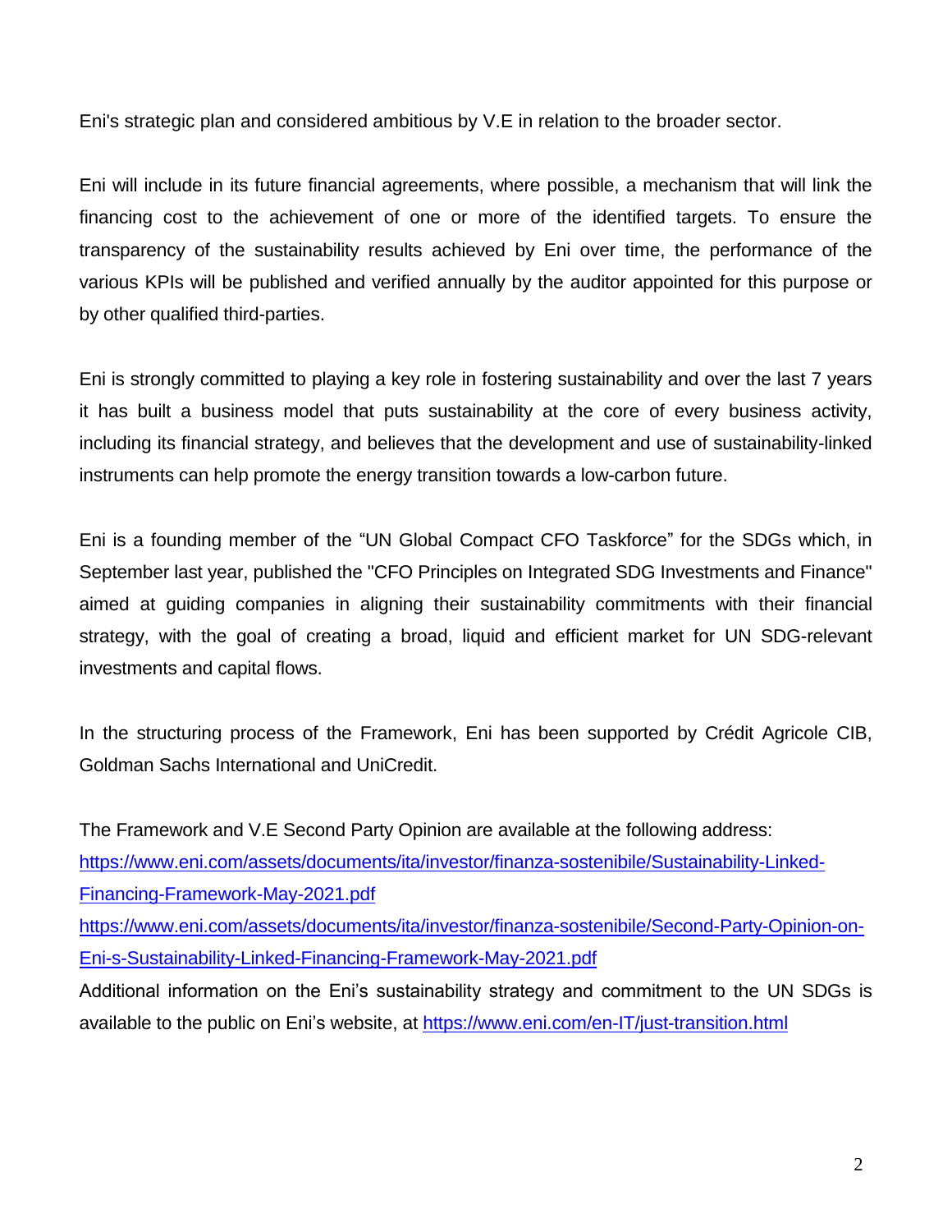Eni's strategic plan and considered ambitious by V.E in relation to the broader sector.

Eni will include in its future financial agreements, where possible, a mechanism that will link the financing cost to the achievement of one or more of the identified targets. To ensure the transparency of the sustainability results achieved by Eni over time, the performance of the various KPIs will be published and verified annually by the auditor appointed for this purpose or by other qualified third-parties.

Eni is strongly committed to playing a key role in fostering sustainability and over the last 7 years it has built a business model that puts sustainability at the core of every business activity, including its financial strategy, and believes that the development and use of sustainability-linked instruments can help promote the energy transition towards a low-carbon future.

Eni is a founding member of the "UN Global Compact CFO Taskforce" for the SDGs which, in September last year, published the "CFO Principles on Integrated SDG Investments and Finance" aimed at guiding companies in aligning their sustainability commitments with their financial strategy, with the goal of creating a broad, liquid and efficient market for UN SDG-relevant investments and capital flows.

In the structuring process of the Framework, Eni has been supported by Crédit Agricole CIB, Goldman Sachs International and UniCredit.

The Framework and V.E Second Party Opinion are available at the following address:
[https://www.eni.com/assets/documents/ita/investor/finanza-sostenibile/Sustainability-Linked-Financing-Framework-May-2021.pdf](https://www.eni.com/assets/documents/ita/investor/finanza-sostenibile/Sustainability-Linked-Financing-Framework-May-2021.pdf)
[https://www.eni.com/assets/documents/ita/investor/finanza-sostenibile/Second-Party-Opinion-on-Eni-s-Sustainability-Linked-Financing-Framework-May-2021.pdf](https://www.eni.com/assets/documents/ita/investor/finanza-sostenibile/Second-Party-Opinion-on-Eni-s-Sustainability-Linked-Financing-Framework-May-2021.pdf)
Additional information on the Eni's sustainability strategy and commitment to the UN SDGs is available to the public on Eni's website, at [https://www.eni.com/en-IT/just-transition.html](https://www.eni.com/en-IT/just-transition.html)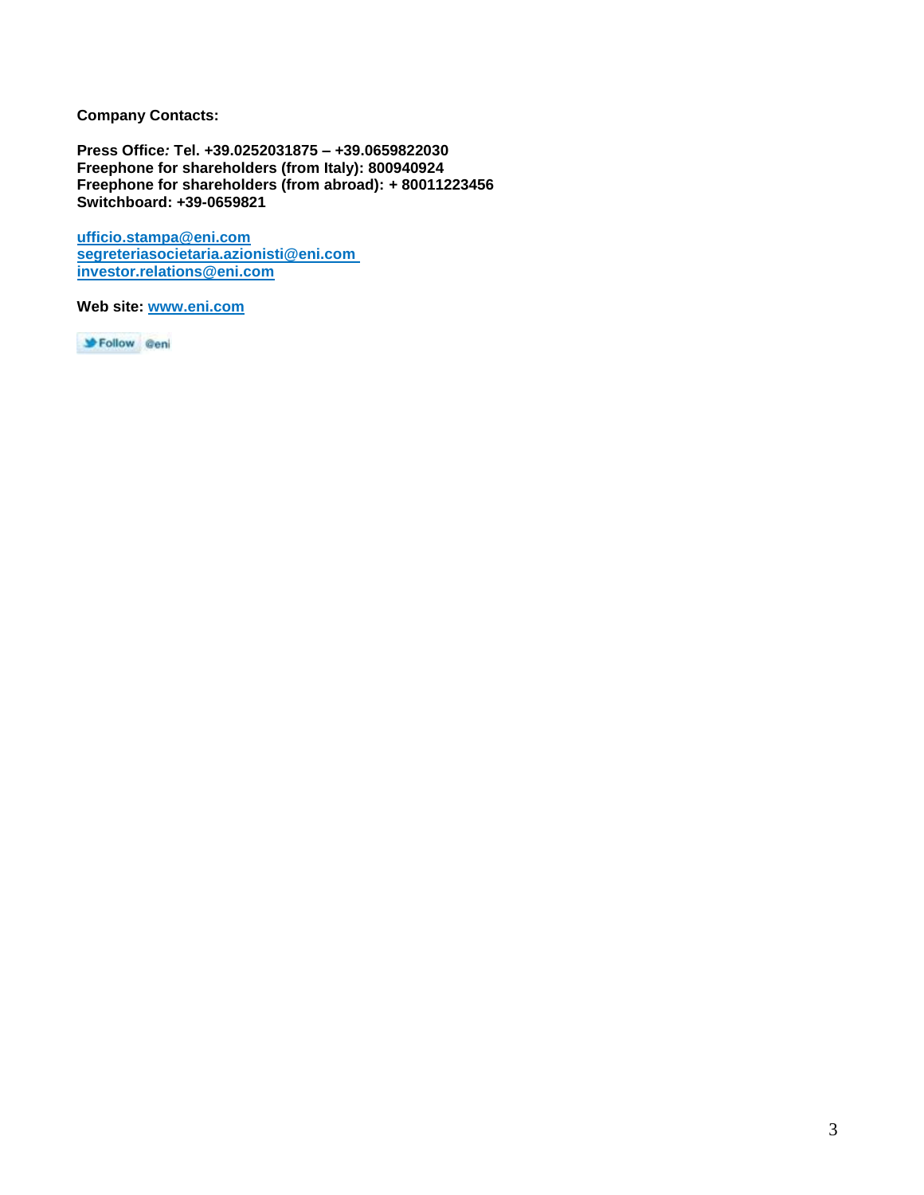**Company Contacts:**

**Press Office: Tel. +39.0252031875 – +39.0659822030**
**Freephone for shareholders (from Italy): 800940924**
**Freephone for shareholders (from abroad): + 80011223456**
**Switchboard: +39-0659821**

**ufficio.stampa@eni.com**
**segreteriasocietaria.azionisti@eni.com**
**investor.relations@eni.com**

**Web site: www.eni.com**

Follow @eni